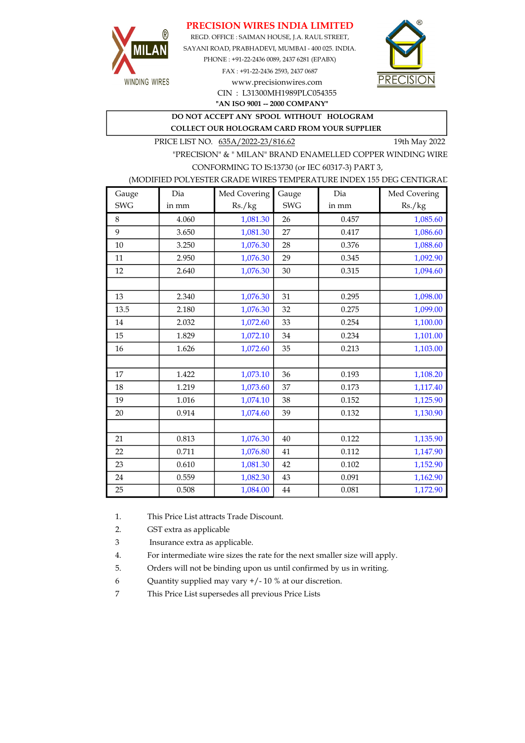# PRECISION WIRES INDIA LIMITED

MILAN® WINDING WIRES

REGD. OFFICE : SAIMAN HOUSE, J.A. RAUL STREET,
SAYANI ROAD, PRABHADEVI, MUMBAI - 400 025. INDIA.
PHONE : +91-22-2436 0089, 2437 6281 (EPABX)
FAX : +91-22-2436 2593, 2437 0687
www.precisionwires.com
CIN : L31300MH1989PLC054355

**"AN ISO 9001 -- 2000 COMPANY"**

PRECISION®

**DO NOT ACCEPT ANY SPOOL WITHOUT HOLOGRAM**
**COLLECT OUR HOLOGRAM CARD FROM YOUR SUPPLIER**

PRICE LIST NO. 635A/2022-23/816.62 — 19th May 2022

"PRECISION" & " MILAN" BRAND ENAMELLED COPPER WINDING WIRE
CONFORMING TO IS:13730 (or IEC 60317-3) PART 3,
(MODIFIED POLYESTER GRADE WIRES TEMPERATURE INDEX 155 DEG CENTIGRAD

| Gauge SWG | Dia in mm | Med Covering Rs./kg | Gauge SWG | Dia in mm | Med Covering Rs./kg |
|---|---|---|---|---|---|
| 8 | 4.060 | 1,081.30 | 26 | 0.457 | 1,085.60 |
| 9 | 3.650 | 1,081.30 | 27 | 0.417 | 1,086.60 |
| 10 | 3.250 | 1,076.30 | 28 | 0.376 | 1,088.60 |
| 11 | 2.950 | 1,076.30 | 29 | 0.345 | 1,092.90 |
| 12 | 2.640 | 1,076.30 | 30 | 0.315 | 1,094.60 |
| | | | | | |
| 13 | 2.340 | 1,076.30 | 31 | 0.295 | 1,098.00 |
| 13.5 | 2.180 | 1,076.30 | 32 | 0.275 | 1,099.00 |
| 14 | 2.032 | 1,072.60 | 33 | 0.254 | 1,100.00 |
| 15 | 1.829 | 1,072.10 | 34 | 0.234 | 1,101.00 |
| 16 | 1.626 | 1,072.60 | 35 | 0.213 | 1,103.00 |
| | | | | | |
| 17 | 1.422 | 1,073.10 | 36 | 0.193 | 1,108.20 |
| 18 | 1.219 | 1,073.60 | 37 | 0.173 | 1,117.40 |
| 19 | 1.016 | 1,074.10 | 38 | 0.152 | 1,125.90 |
| 20 | 0.914 | 1,074.60 | 39 | 0.132 | 1,130.90 |
| | | | | | |
| 21 | 0.813 | 1,076.30 | 40 | 0.122 | 1,135.90 |
| 22 | 0.711 | 1,076.80 | 41 | 0.112 | 1,147.90 |
| 23 | 0.610 | 1,081.30 | 42 | 0.102 | 1,152.90 |
| 24 | 0.559 | 1,082.30 | 43 | 0.091 | 1,162.90 |
| 25 | 0.508 | 1,084.00 | 44 | 0.081 | 1,172.90 |

1. This Price List attracts Trade Discount.
2. GST extra as applicable
3 Insurance extra as applicable.
4. For intermediate wire sizes the rate for the next smaller size will apply.
5. Orders will not be binding upon us until confirmed by us in writing.
6 Quantity supplied may vary +/- 10 % at our discretion.
7 This Price List supersedes all previous Price Lists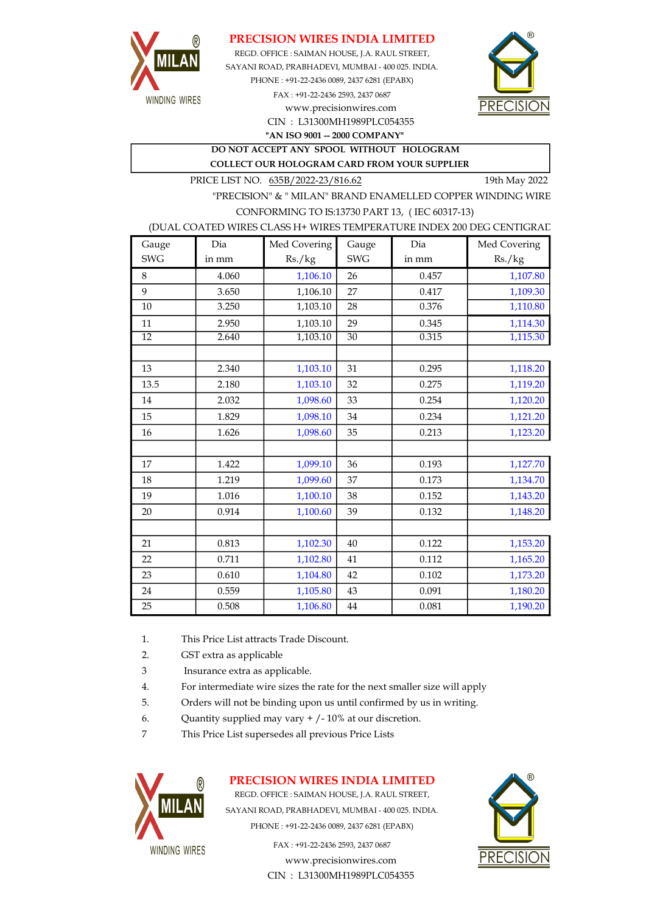# PRECISION WIRES INDIA LIMITED

MILAN WINDING WIRES

REGD. OFFICE : SAIMAN HOUSE, J.A. RAUL STREET,
SAYANI ROAD, PRABHADEVI, MUMBAI - 400 025. INDIA.
PHONE : +91-22-2436 0089, 2437 6281 (EPABX)
FAX : +91-22-2436 2593, 2437 0687
www.precisionwires.com
CIN : L31300MH1989PLC054355
**"AN ISO 9001 -- 2000 COMPANY"**

PRECISION

**DO NOT ACCEPT ANY SPOOL WITHOUT HOLOGRAM**
**COLLECT OUR HOLOGRAM CARD FROM YOUR SUPPLIER**

PRICE LIST NO. 635B/2022-23/816.62 — 19th May 2022

"PRECISION" & " MILAN" BRAND ENAMELLED COPPER WINDING WIRE
CONFORMING TO IS:13730 PART 13, ( IEC 60317-13)
(DUAL COATED WIRES CLASS H+ WIRES TEMPERATURE INDEX 200 DEG CENTIGRAD

| Gauge SWG | Dia in mm | Med Covering Rs./kg | Gauge SWG | Dia in mm | Med Covering Rs./kg |
|---|---|---|---|---|---|
| 8 | 4.060 | 1,106.10 | 26 | 0.457 | 1,107.80 |
| 9 | 3.650 | 1,106.10 | 27 | 0.417 | 1,109.30 |
| 10 | 3.250 | 1,103.10 | 28 | 0.376 | 1,110.80 |
| 11 | 2.950 | 1,103.10 | 29 | 0.345 | 1,114.30 |
| 12 | 2.640 | 1,103.10 | 30 | 0.315 | 1,115.30 |
| | | | | | |
| 13 | 2.340 | 1,103.10 | 31 | 0.295 | 1,118.20 |
| 13.5 | 2.180 | 1,103.10 | 32 | 0.275 | 1,119.20 |
| 14 | 2.032 | 1,098.60 | 33 | 0.254 | 1,120.20 |
| 15 | 1.829 | 1,098.10 | 34 | 0.234 | 1,121.20 |
| 16 | 1.626 | 1,098.60 | 35 | 0.213 | 1,123.20 |
| | | | | | |
| 17 | 1.422 | 1,099.10 | 36 | 0.193 | 1,127.70 |
| 18 | 1.219 | 1,099.60 | 37 | 0.173 | 1,134.70 |
| 19 | 1.016 | 1,100.10 | 38 | 0.152 | 1,143.20 |
| 20 | 0.914 | 1,100.60 | 39 | 0.132 | 1,148.20 |
| | | | | | |
| 21 | 0.813 | 1,102.30 | 40 | 0.122 | 1,153.20 |
| 22 | 0.711 | 1,102.80 | 41 | 0.112 | 1,165.20 |
| 23 | 0.610 | 1,104.80 | 42 | 0.102 | 1,173.20 |
| 24 | 0.559 | 1,105.80 | 43 | 0.091 | 1,180.20 |
| 25 | 0.508 | 1,106.80 | 44 | 0.081 | 1,190.20 |

1. This Price List attracts Trade Discount.
2. GST extra as applicable
3. Insurance extra as applicable.
4. For intermediate wire sizes the rate for the next smaller size will apply
5. Orders will not be binding upon us until confirmed by us in writing.
6. Quantity supplied may vary + /- 10% at our discretion.
7. This Price List supersedes all previous Price Lists

# PRECISION WIRES INDIA LIMITED

MILAN WINDING WIRES

REGD. OFFICE : SAIMAN HOUSE, J.A. RAUL STREET,
SAYANI ROAD, PRABHADEVI, MUMBAI - 400 025. INDIA.
PHONE : +91-22-2436 0089, 2437 6281 (EPABX)
FAX : +91-22-2436 2593, 2437 0687
www.precisionwires.com
CIN : L31300MH1989PLC054355

PRECISION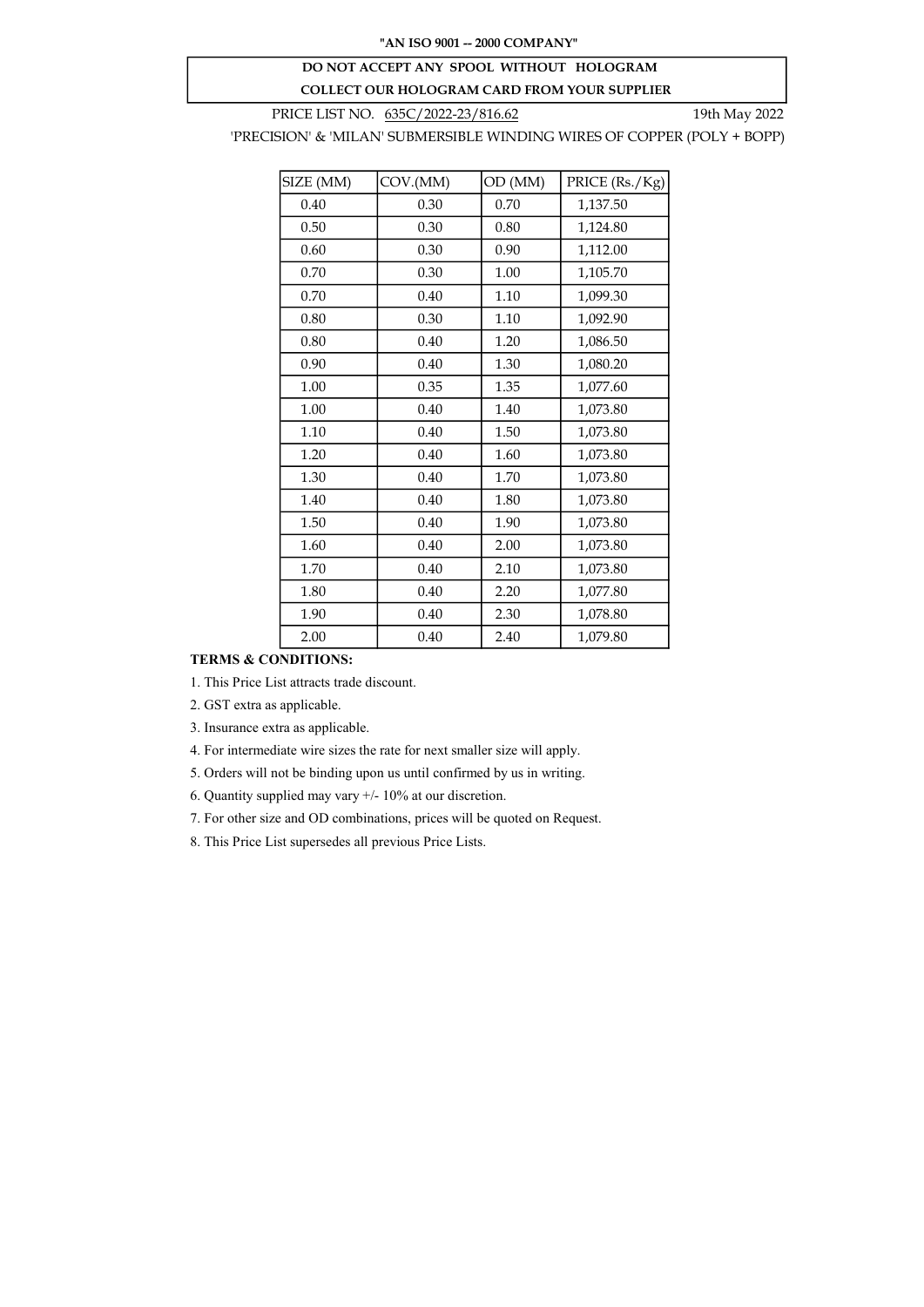**"AN ISO 9001 -- 2000 COMPANY"**

**DO NOT ACCEPT ANY SPOOL WITHOUT HOLOGRAM**

**COLLECT OUR HOLOGRAM CARD FROM YOUR SUPPLIER**

PRICE LIST NO. 635C/2022-23/816.62 19th May 2022

'PRECISION' & 'MILAN' SUBMERSIBLE WINDING WIRES OF COPPER (POLY + BOPP)

| SIZE (MM) | COV.(MM) | OD (MM) | PRICE (Rs./Kg) |
|---|---|---|---|
| 0.40 | 0.30 | 0.70 | 1,137.50 |
| 0.50 | 0.30 | 0.80 | 1,124.80 |
| 0.60 | 0.30 | 0.90 | 1,112.00 |
| 0.70 | 0.30 | 1.00 | 1,105.70 |
| 0.70 | 0.40 | 1.10 | 1,099.30 |
| 0.80 | 0.30 | 1.10 | 1,092.90 |
| 0.80 | 0.40 | 1.20 | 1,086.50 |
| 0.90 | 0.40 | 1.30 | 1,080.20 |
| 1.00 | 0.35 | 1.35 | 1,077.60 |
| 1.00 | 0.40 | 1.40 | 1,073.80 |
| 1.10 | 0.40 | 1.50 | 1,073.80 |
| 1.20 | 0.40 | 1.60 | 1,073.80 |
| 1.30 | 0.40 | 1.70 | 1,073.80 |
| 1.40 | 0.40 | 1.80 | 1,073.80 |
| 1.50 | 0.40 | 1.90 | 1,073.80 |
| 1.60 | 0.40 | 2.00 | 1,073.80 |
| 1.70 | 0.40 | 2.10 | 1,073.80 |
| 1.80 | 0.40 | 2.20 | 1,077.80 |
| 1.90 | 0.40 | 2.30 | 1,078.80 |
| 2.00 | 0.40 | 2.40 | 1,079.80 |

**TERMS & CONDITIONS:**

1. This Price List attracts trade discount.
2. GST extra as applicable.
3. Insurance extra as applicable.
4. For intermediate wire sizes the rate for next smaller size will apply.
5. Orders will not be binding upon us until confirmed by us in writing.
6. Quantity supplied may vary +/- 10% at our discretion.
7. For other size and OD combinations, prices will be quoted on Request.
8. This Price List supersedes all previous Price Lists.